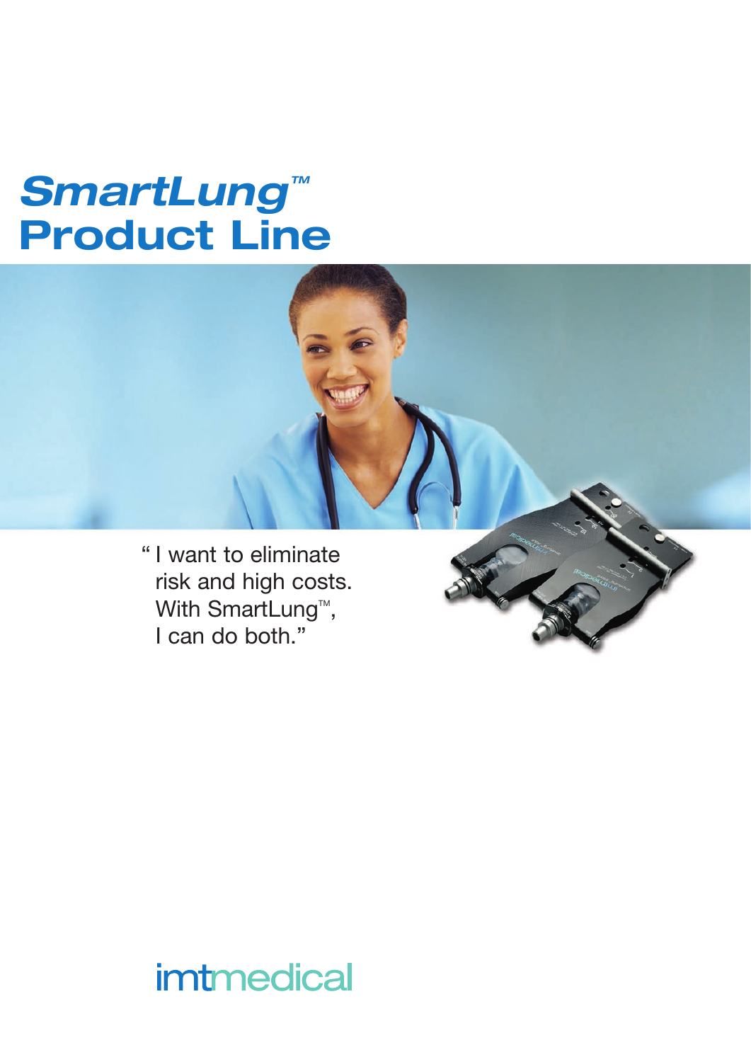# *SmartLung™* Product Line

" I want to eliminate risk and high costs. With SmartLung™, I can do both."

imtmedical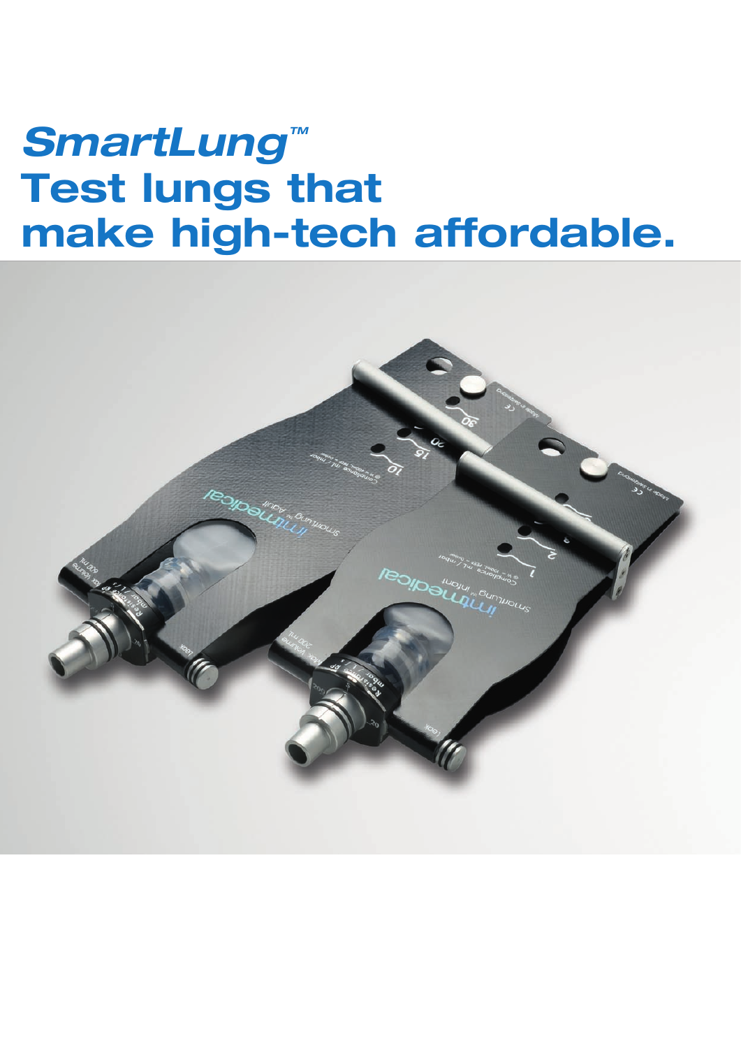# *SmartLung™* Test lungs that make high-tech affordable.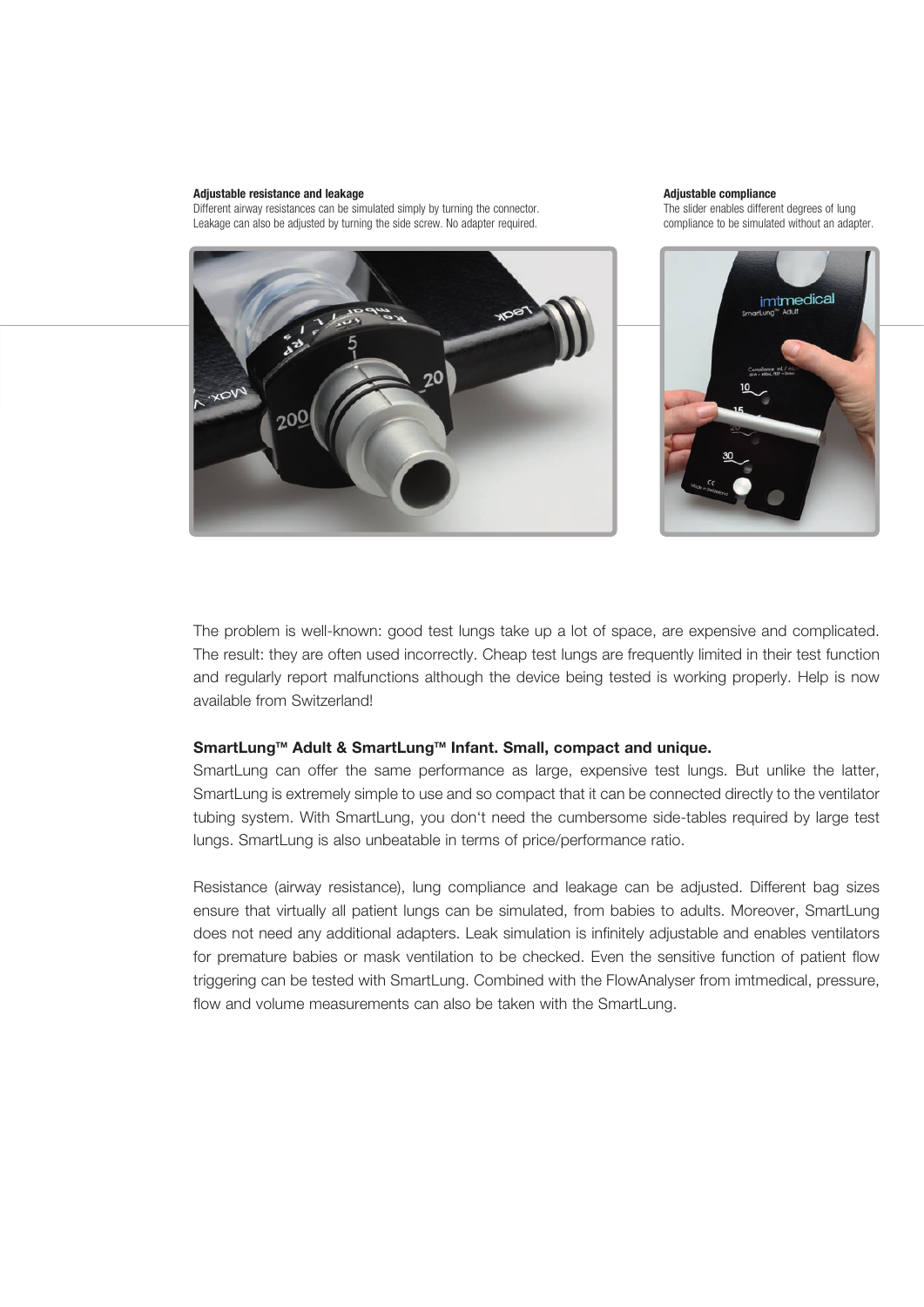**Adjustable resistance and leakage**
Different airway resistances can be simulated simply by turning the connector. Leakage can also be adjusted by turning the side screw. No adapter required.

**Adjustable compliance**
The slider enables different degrees of lung compliance to be simulated without an adapter.

The problem is well-known: good test lungs take up a lot of space, are expensive and complicated. The result: they are often used incorrectly. Cheap test lungs are frequently limited in their test function and regularly report malfunctions although the device being tested is working properly. Help is now available from Switzerland!

**SmartLung™ Adult & SmartLung™ Infant. Small, compact and unique.**

SmartLung can offer the same performance as large, expensive test lungs. But unlike the latter, SmartLung is extremely simple to use and so compact that it can be connected directly to the ventilator tubing system. With SmartLung, you don't need the cumbersome side-tables required by large test lungs. SmartLung is also unbeatable in terms of price/performance ratio.

Resistance (airway resistance), lung compliance and leakage can be adjusted. Different bag sizes ensure that virtually all patient lungs can be simulated, from babies to adults. Moreover, SmartLung does not need any additional adapters. Leak simulation is infinitely adjustable and enables ventilators for premature babies or mask ventilation to be checked. Even the sensitive function of patient flow triggering can be tested with SmartLung. Combined with the FlowAnalyser from imtmedical, pressure, flow and volume measurements can also be taken with the SmartLung.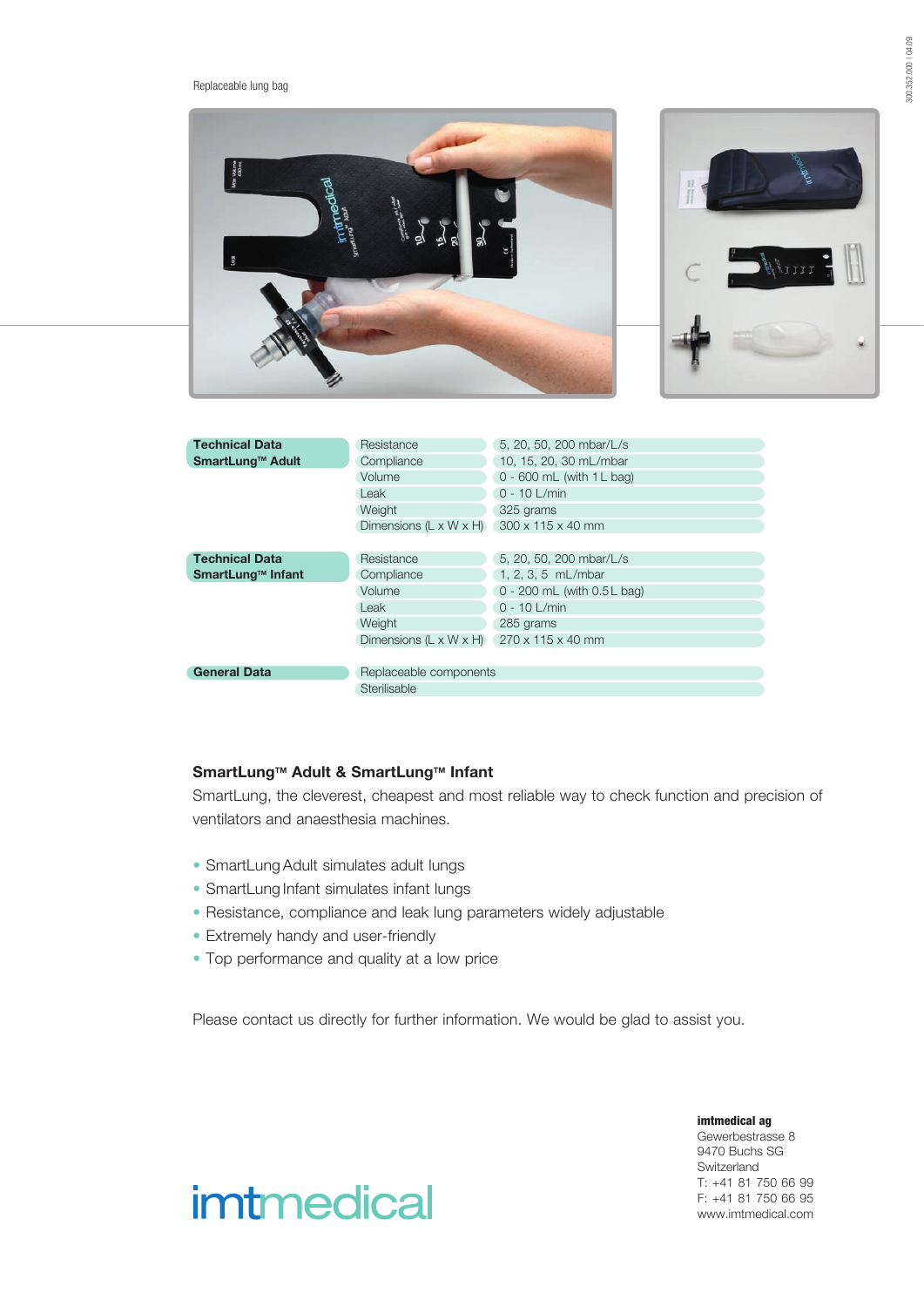Replaceable lung bag

| | | |
|---|---|---|
| **Technical Data SmartLung™ Adult** | Resistance | 5, 20, 50, 200 mbar/L/s |
| | Compliance | 10, 15, 20, 30 mL/mbar |
| | Volume | 0 - 600 mL (with 1 L bag) |
| | Leak | 0 - 10 L/min |
| | Weight | 325 grams |
| | Dimensions (L x W x H) | 300 x 115 x 40 mm |
| **Technical Data SmartLung™ Infant** | Resistance | 5, 20, 50, 200 mbar/L/s |
| | Compliance | 1, 2, 3, 5 mL/mbar |
| | Volume | 0 - 200 mL (with 0.5 L bag) |
| | Leak | 0 - 10 L/min |
| | Weight | 285 grams |
| | Dimensions (L x W x H) | 270 x 115 x 40 mm |
| **General Data** | Replaceable components | |
| | Sterilisable | |

**SmartLung™ Adult & SmartLung™ Infant**

SmartLung, the cleverest, cheapest and most reliable way to check function and precision of ventilators and anaesthesia machines.

- SmartLung Adult simulates adult lungs
- SmartLung Infant simulates infant lungs
- Resistance, compliance and leak lung parameters widely adjustable
- Extremely handy and user-friendly
- Top performance and quality at a low price

Please contact us directly for further information. We would be glad to assist you.

imtmedical

**imtmedical ag**
Gewerbestrasse 8
9470 Buchs SG
Switzerland
T: +41 81 750 66 99
F: +41 81 750 66 95
www.imtmedical.com